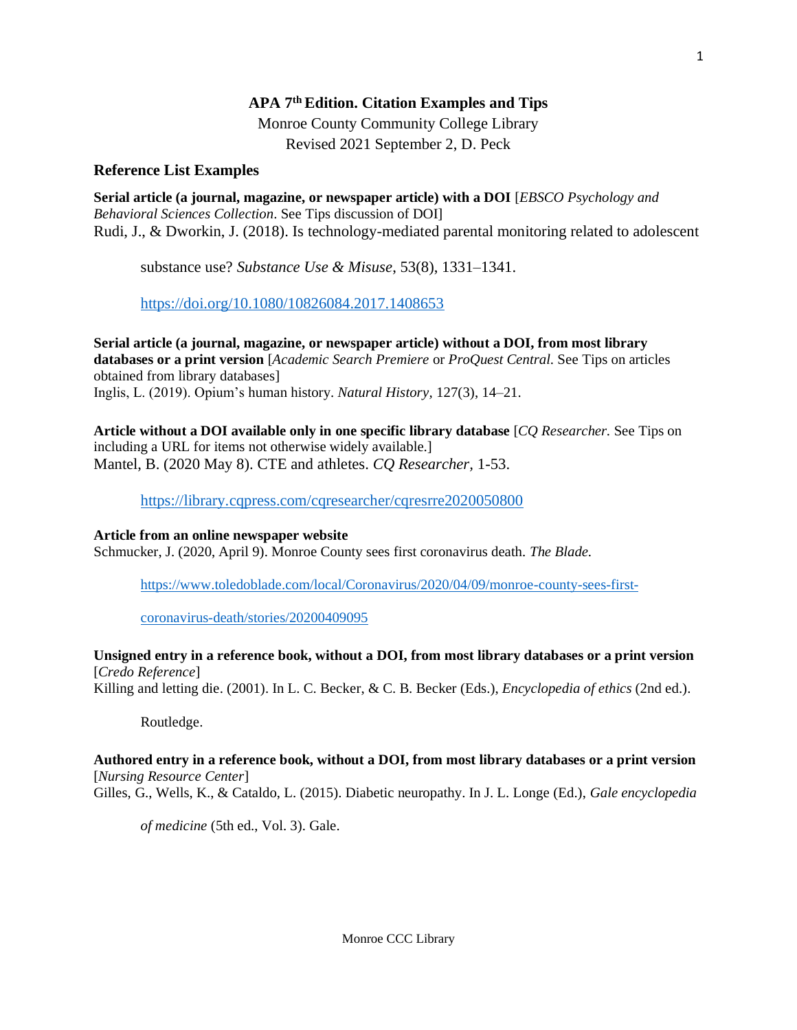# APA 7th Edition. Citation Examples and Tips

Monroe County Community College Library
Revised 2021 September 2, D. Peck

## Reference List Examples

**Serial article (a journal, magazine, or newspaper article) with a DOI** [*EBSCO Psychology and Behavioral Sciences Collection*. See Tips discussion of DOI]

Rudi, J., & Dworkin, J. (2018). Is technology-mediated parental monitoring related to adolescent substance use? *Substance Use & Misuse*, 53(8), 1331–1341. https://doi.org/10.1080/10826084.2017.1408653

**Serial article (a journal, magazine, or newspaper article) without a DOI, from most library databases or a print version** [*Academic Search Premiere* or *ProQuest Central.* See Tips on articles obtained from library databases]

Inglis, L. (2019). Opium's human history. *Natural History*, 127(3), 14–21.

**Article without a DOI available only in one specific library database** [*CQ Researcher.* See Tips on including a URL for items not otherwise widely available.]

Mantel, B. (2020 May 8). CTE and athletes. *CQ Researcher*, 1-53. https://library.cqpress.com/cqresearcher/cqresrre2020050800

**Article from an online newspaper website**

Schmucker, J. (2020, April 9). Monroe County sees first coronavirus death. *The Blade.* https://www.toledoblade.com/local/Coronavirus/2020/04/09/monroe-county-sees-first-coronavirus-death/stories/20200409095

**Unsigned entry in a reference book, without a DOI, from most library databases or a print version** [*Credo Reference*]

Killing and letting die. (2001). In L. C. Becker, & C. B. Becker (Eds.), *Encyclopedia of ethics* (2nd ed.). Routledge.

**Authored entry in a reference book, without a DOI, from most library databases or a print version** [*Nursing Resource Center*]

Gilles, G., Wells, K., & Cataldo, L. (2015). Diabetic neuropathy. In J. L. Longe (Ed.), *Gale encyclopedia of medicine* (5th ed., Vol. 3). Gale.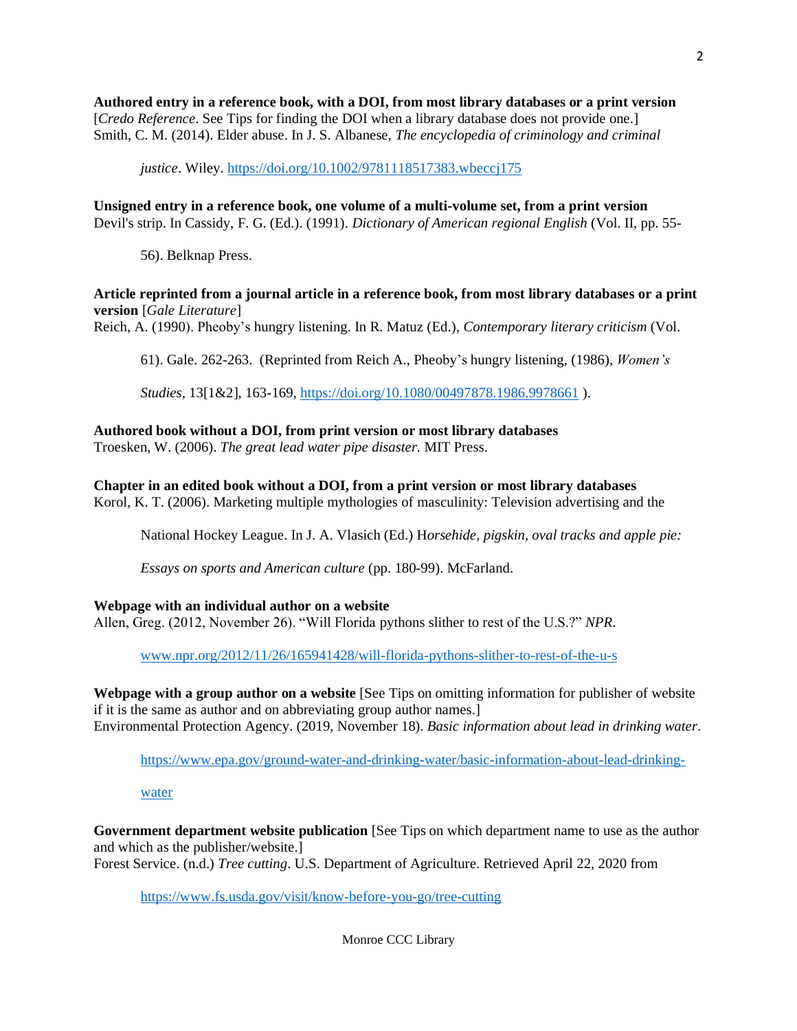**Authored entry in a reference book, with a DOI, from most library databases or a print version** [*Credo Reference*. See Tips for finding the DOI when a library database does not provide one.]
Smith, C. M. (2014). Elder abuse. In J. S. Albanese, *The encyclopedia of criminology and criminal justice*. Wiley. https://doi.org/10.1002/9781118517383.wbeccj175

**Unsigned entry in a reference book, one volume of a multi-volume set, from a print version**
Devil's strip. In Cassidy, F. G. (Ed.). (1991). *Dictionary of American regional English* (Vol. II, pp. 55-56). Belknap Press.

**Article reprinted from a journal article in a reference book, from most library databases or a print version** [*Gale Literature*]
Reich, A. (1990). Pheoby's hungry listening. In R. Matuz (Ed.), *Contemporary literary criticism* (Vol. 61). Gale. 262-263. (Reprinted from Reich A., Pheoby's hungry listening, (1986), *Women's Studies*, 13[1&2], 163-169, https://doi.org/10.1080/00497878.1986.9978661 ).

**Authored book without a DOI, from print version or most library databases**
Troesken, W. (2006). *The great lead water pipe disaster.* MIT Press.

**Chapter in an edited book without a DOI, from a print version or most library databases**
Korol, K. T. (2006). Marketing multiple mythologies of masculinity: Television advertising and the National Hockey League. In J. A. Vlasich (Ed.) H*orsehide, pigskin, oval tracks and apple pie: Essays on sports and American culture* (pp. 180-99). McFarland.

**Webpage with an individual author on a website**
Allen, Greg. (2012, November 26). "Will Florida pythons slither to rest of the U.S.?" *NPR*. www.npr.org/2012/11/26/165941428/will-florida-pythons-slither-to-rest-of-the-u-s

**Webpage with a group author on a website** [See Tips on omitting information for publisher of website if it is the same as author and on abbreviating group author names.]
Environmental Protection Agency. (2019, November 18). *Basic information about lead in drinking water*. https://www.epa.gov/ground-water-and-drinking-water/basic-information-about-lead-drinking-water

**Government department website publication** [See Tips on which department name to use as the author and which as the publisher/website.]
Forest Service. (n.d.) *Tree cutting*. U.S. Department of Agriculture. Retrieved April 22, 2020 from https://www.fs.usda.gov/visit/know-before-you-go/tree-cutting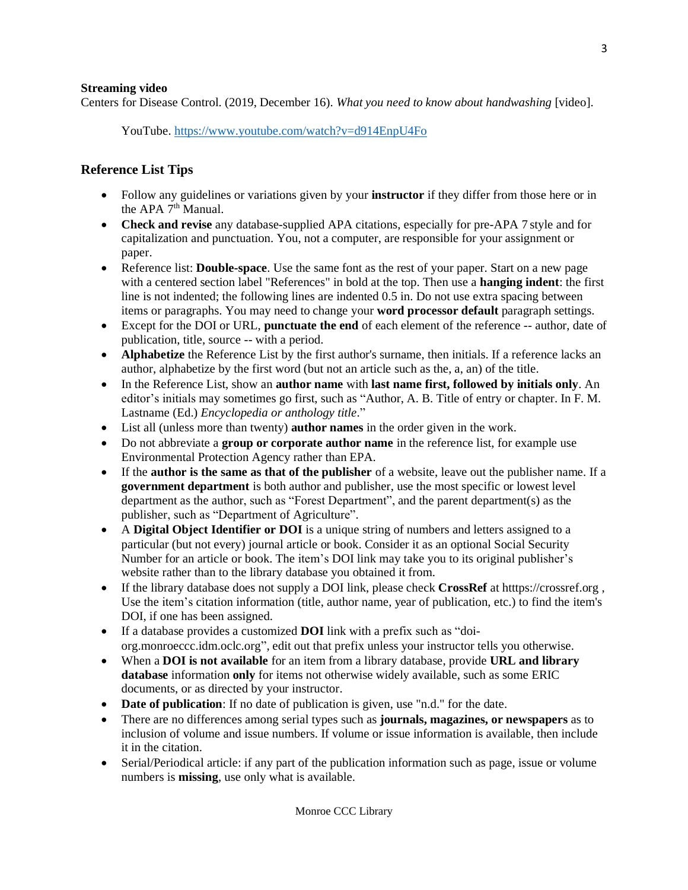**Streaming video**

Centers for Disease Control. (2019, December 16). *What you need to know about handwashing* [video]. YouTube. https://www.youtube.com/watch?v=d914EnpU4Fo

## Reference List Tips

- Follow any guidelines or variations given by your **instructor** if they differ from those here or in the APA 7th Manual.
- **Check and revise** any database-supplied APA citations, especially for pre-APA 7 style and for capitalization and punctuation. You, not a computer, are responsible for your assignment or paper.
- Reference list: **Double-space**. Use the same font as the rest of your paper. Start on a new page with a centered section label "References" in bold at the top. Then use a **hanging indent**: the first line is not indented; the following lines are indented 0.5 in. Do not use extra spacing between items or paragraphs. You may need to change your **word processor default** paragraph settings.
- Except for the DOI or URL, **punctuate the end** of each element of the reference -- author, date of publication, title, source -- with a period.
- **Alphabetize** the Reference List by the first author's surname, then initials. If a reference lacks an author, alphabetize by the first word (but not an article such as the, a, an) of the title.
- In the Reference List, show an **author name** with **last name first, followed by initials only**. An editor's initials may sometimes go first, such as "Author, A. B. Title of entry or chapter. In F. M. Lastname (Ed.) *Encyclopedia or anthology title*."
- List all (unless more than twenty) **author names** in the order given in the work.
- Do not abbreviate a **group or corporate author name** in the reference list, for example use Environmental Protection Agency rather than EPA.
- If the **author is the same as that of the publisher** of a website, leave out the publisher name. If a **government department** is both author and publisher, use the most specific or lowest level department as the author, such as "Forest Department", and the parent department(s) as the publisher, such as "Department of Agriculture".
- A **Digital Object Identifier or DOI** is a unique string of numbers and letters assigned to a particular (but not every) journal article or book. Consider it as an optional Social Security Number for an article or book. The item's DOI link may take you to its original publisher's website rather than to the library database you obtained it from.
- If the library database does not supply a DOI link, please check **CrossRef** at htttps://crossref.org , Use the item's citation information (title, author name, year of publication, etc.) to find the item's DOI, if one has been assigned.
- If a database provides a customized **DOI** link with a prefix such as "doi-org.monroeccc.idm.oclc.org", edit out that prefix unless your instructor tells you otherwise.
- When a **DOI is not available** for an item from a library database, provide **URL and library database** information **only** for items not otherwise widely available, such as some ERIC documents, or as directed by your instructor.
- **Date of publication**: If no date of publication is given, use "n.d." for the date.
- There are no differences among serial types such as **journals, magazines, or newspapers** as to inclusion of volume and issue numbers. If volume or issue information is available, then include it in the citation.
- Serial/Periodical article: if any part of the publication information such as page, issue or volume numbers is **missing**, use only what is available.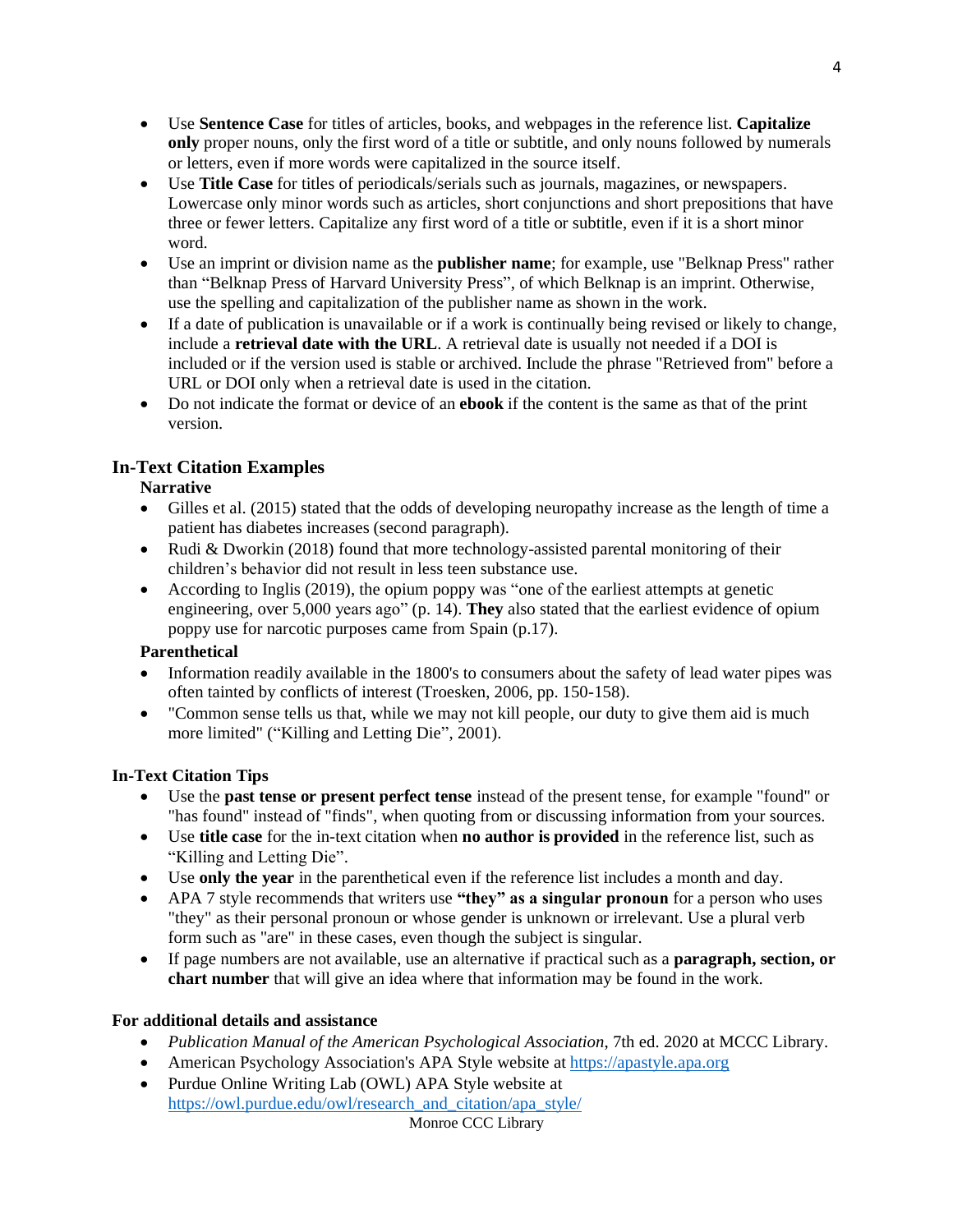- Use **Sentence Case** for titles of articles, books, and webpages in the reference list. **Capitalize only** proper nouns, only the first word of a title or subtitle, and only nouns followed by numerals or letters, even if more words were capitalized in the source itself.
- Use **Title Case** for titles of periodicals/serials such as journals, magazines, or newspapers. Lowercase only minor words such as articles, short conjunctions and short prepositions that have three or fewer letters. Capitalize any first word of a title or subtitle, even if it is a short minor word.
- Use an imprint or division name as the **publisher name**; for example, use "Belknap Press" rather than "Belknap Press of Harvard University Press", of which Belknap is an imprint. Otherwise, use the spelling and capitalization of the publisher name as shown in the work.
- If a date of publication is unavailable or if a work is continually being revised or likely to change, include a **retrieval date with the URL**. A retrieval date is usually not needed if a DOI is included or if the version used is stable or archived. Include the phrase "Retrieved from" before a URL or DOI only when a retrieval date is used in the citation.
- Do not indicate the format or device of an **ebook** if the content is the same as that of the print version.

## In-Text Citation Examples

### Narrative

- Gilles et al. (2015) stated that the odds of developing neuropathy increase as the length of time a patient has diabetes increases (second paragraph).
- Rudi & Dworkin (2018) found that more technology-assisted parental monitoring of their children's behavior did not result in less teen substance use.
- According to Inglis (2019), the opium poppy was "one of the earliest attempts at genetic engineering, over 5,000 years ago" (p. 14). **They** also stated that the earliest evidence of opium poppy use for narcotic purposes came from Spain (p.17).

### Parenthetical

- Information readily available in the 1800's to consumers about the safety of lead water pipes was often tainted by conflicts of interest (Troesken, 2006, pp. 150-158).
- "Common sense tells us that, while we may not kill people, our duty to give them aid is much more limited" ("Killing and Letting Die", 2001).

## In-Text Citation Tips

- Use the **past tense or present perfect tense** instead of the present tense, for example "found" or "has found" instead of "finds", when quoting from or discussing information from your sources.
- Use **title case** for the in-text citation when **no author is provided** in the reference list, such as "Killing and Letting Die".
- Use **only the year** in the parenthetical even if the reference list includes a month and day.
- APA 7 style recommends that writers use **"they" as a singular pronoun** for a person who uses "they" as their personal pronoun or whose gender is unknown or irrelevant. Use a plural verb form such as "are" in these cases, even though the subject is singular.
- If page numbers are not available, use an alternative if practical such as a **paragraph, section, or chart number** that will give an idea where that information may be found in the work.

## For additional details and assistance

- *Publication Manual of the American Psychological Association*, 7th ed. 2020 at MCCC Library.
- American Psychology Association's APA Style website at https://apastyle.apa.org
- Purdue Online Writing Lab (OWL) APA Style website at https://owl.purdue.edu/owl/research_and_citation/apa_style/